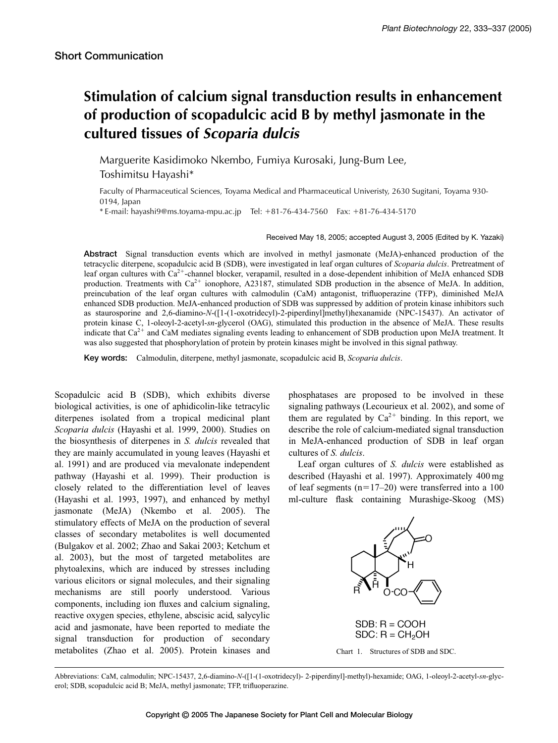Short Communication

# Stimulation of calcium signal transduction results in enhancement of production of scopadulcic acid B by methyl jasmonate in the cultured tissues of *Scoparia dulcis*

Marguerite Kasidimoko Nkembo, Fumiya Kurosaki, Jung-Bum Lee, Toshimitsu Hayashi*

Faculty of Pharmaceutical Sciences, Toyama Medical and Pharmaceutical Univeristy, 2630 Sugitani, Toyama 930-0194, Japan

* E-mail: hayashi9@ms.toyama-mpu.ac.jp Tel: +81-76-434-7560 Fax: +81-76-434-5170

Received May 18, 2005; accepted August 3, 2005 (Edited by K. Yazaki)

**Abstract** Signal transduction events which are involved in methyl jasmonate (MeJA)-enhanced production of the tetracyclic diterpene, scopadulcic acid B (SDB), were investigated in leaf organ cultures of *Scoparia dulcis*. Pretreatment of leaf organ cultures with $Ca^{2+}$-channel blocker, verapamil, resulted in a dose-dependent inhibition of MeJA enhanced SDB production. Treatments with $Ca^{2+}$ ionophore, A23187, stimulated SDB production in the absence of MeJA. In addition, preincubation of the leaf organ cultures with calmodulin (CaM) antagonist, trifluoperazine (TFP), diminished MeJA enhanced SDB production. MeJA-enhanced production of SDB was suppressed by addition of protein kinase inhibitors such as staurosporine and 2,6-diamino-*N*-([1-(1-oxotridecyl)-2-piperdinyl]methyl)hexanamide (NPC-15437). An activator of protein kinase C, 1-oleoyl-2-acetyl-*sn*-glycerol (OAG), stimulated this production in the absence of MeJA. These results indicate that $Ca^{2+}$ and CaM mediates signaling events leading to enhancement of SDB production upon MeJA treatment. It was also suggested that phosphorylation of protein by protein kinases might be involved in this signal pathway.

**Key words:** Calmodulin, diterpene, methyl jasmonate, scopadulcic acid B, *Scoparia dulcis*.

Scopadulcic acid B (SDB), which exhibits diverse biological activities, is one of aphidicolin-like tetracyclic diterpenes isolated from a tropical medicinal plant *Scoparia dulcis* (Hayashi et al. 1999, 2000). Studies on the biosynthesis of diterpenes in *S. dulcis* revealed that they are mainly accumulated in young leaves (Hayashi et al. 1991) and are produced via mevalonate independent pathway (Hayashi et al. 1999). Their production is closely related to the differentiation level of leaves (Hayashi et al. 1993, 1997), and enhanced by methyl jasmonate (MeJA) (Nkembo et al. 2005). The stimulatory effects of MeJA on the production of several classes of secondary metabolites is well documented (Bulgakov et al. 2002; Zhao and Sakai 2003; Ketchum et al. 2003), but the most of targeted metabolites are phytoalexins, which are induced by stresses including various elicitors or signal molecules, and their signaling mechanisms are still poorly understood. Various components, including ion fluxes and calcium signaling, reactive oxygen species, ethylene, abscisic acid, salycylic acid and jasmonate, have been reported to mediate the signal transduction for production of secondary metabolites (Zhao et al. 2005). Protein kinases and phosphatases are proposed to be involved in these signaling pathways (Lecourieux et al. 2002), and some of them are regulated by $Ca^{2+}$ binding. In this report, we describe the role of calcium-mediated signal transduction in MeJA-enhanced production of SDB in leaf organ cultures of *S. dulcis*.

Leaf organ cultures of *S. dulcis* were established as described (Hayashi et al. 1997). Approximately 400 mg of leaf segments (n=17–20) were transferred into a 100 ml-culture flask containing Murashige-Skoog (MS)

SDB: R = COOH
SDC: R = $CH_2OH$

Chart 1. Structures of SDB and SDC.

Abbreviations: CaM, calmodulin; NPC-15437, 2,6-diamino-*N*-([1-(1-oxotridecyl)- 2-piperdinyl]-methyl)-hexamide; OAG, 1-oleoyl-2-acetyl-*sn*-glycerol; SDB, scopadulcic acid B; MeJA, methyl jasmonate; TFP, trifluoperazine.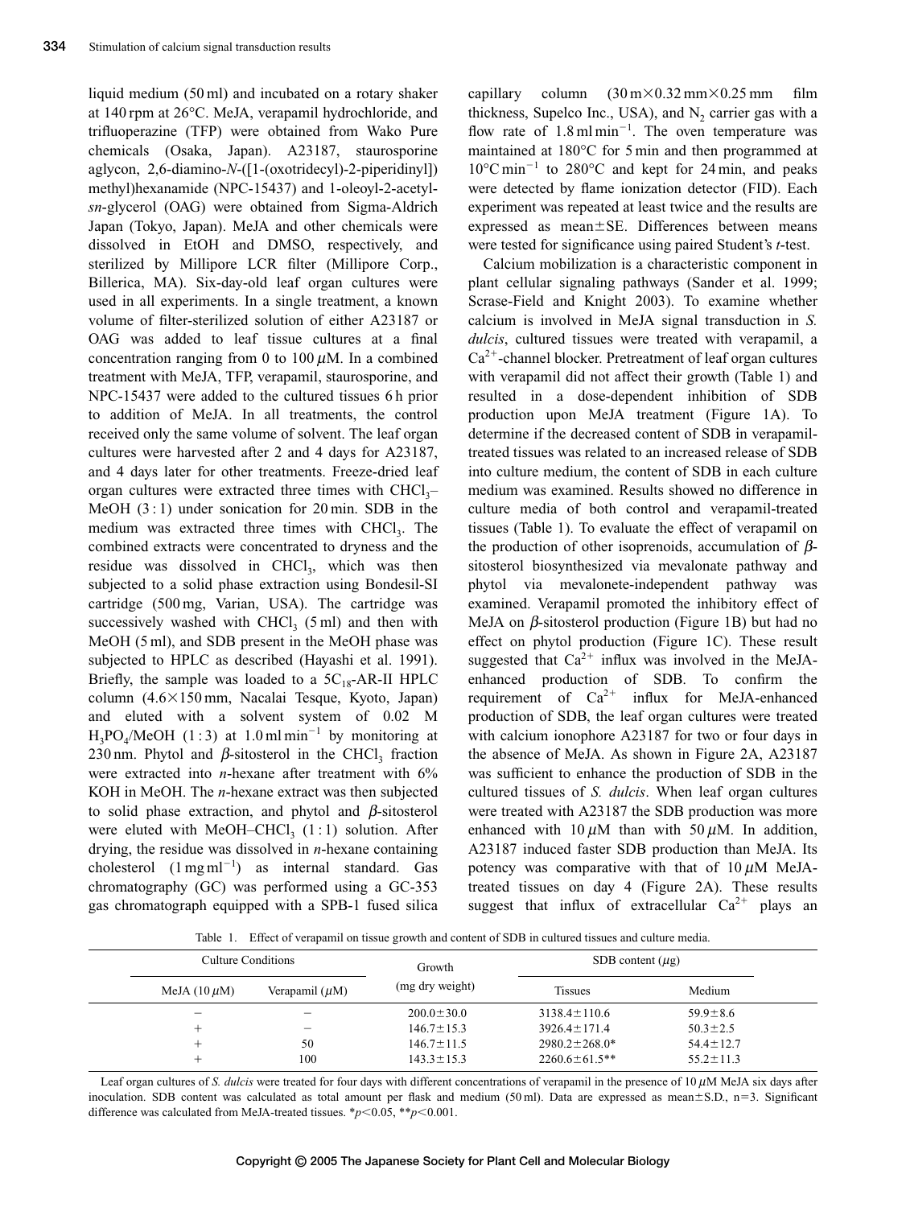liquid medium (50 ml) and incubated on a rotary shaker at 140 rpm at 26°C. MeJA, verapamil hydrochloride, and trifluoperazine (TFP) were obtained from Wako Pure chemicals (Osaka, Japan). A23187, staurosporine aglycon, 2,6-diamino-*N*-([1-(oxotridecyl)-2-piperidinyl]) methyl)hexanamide (NPC-15437) and 1-oleoyl-2-acetyl-*sn*-glycerol (OAG) were obtained from Sigma-Aldrich Japan (Tokyo, Japan). MeJA and other chemicals were dissolved in EtOH and DMSO, respectively, and sterilized by Millipore LCR filter (Millipore Corp., Billerica, MA). Six-day-old leaf organ cultures were used in all experiments. In a single treatment, a known volume of filter-sterilized solution of either A23187 or OAG was added to leaf tissue cultures at a final concentration ranging from 0 to 100 $\mu$M. In a combined treatment with MeJA, TFP, verapamil, staurosporine, and NPC-15437 were added to the cultured tissues 6 h prior to addition of MeJA. In all treatments, the control received only the same volume of solvent. The leaf organ cultures were harvested after 2 and 4 days for A23187, and 4 days later for other treatments. Freeze-dried leaf organ cultures were extracted three times with $CHCl_3$–MeOH (3 : 1) under sonication for 20 min. SDB in the medium was extracted three times with $CHCl_3$. The combined extracts were concentrated to dryness and the residue was dissolved in $CHCl_3$, which was then subjected to a solid phase extraction using Bondesil-SI cartridge (500 mg, Varian, USA). The cartridge was successively washed with $CHCl_3$ (5 ml) and then with MeOH (5 ml), and SDB present in the MeOH phase was subjected to HPLC as described (Hayashi et al. 1991). Briefly, the sample was loaded to a $5C_{18}$-AR-II HPLC column (4.6×150 mm, Nacalai Tesque, Kyoto, Japan) and eluted with a solvent system of 0.02 M $H_3PO_4$/MeOH (1 : 3) at 1.0 ml $min^{-1}$ by monitoring at 230 nm. Phytol and $\beta$-sitosterol in the $CHCl_3$ fraction were extracted into *n*-hexane after treatment with 6% KOH in MeOH. The *n*-hexane extract was then subjected to solid phase extraction, and phytol and $\beta$-sitosterol were eluted with MeOH–$CHCl_3$ (1 : 1) solution. After drying, the residue was dissolved in *n*-hexane containing cholesterol (1 mg $ml^{-1}$) as internal standard. Gas chromatography (GC) was performed using a GC-353 gas chromatograph equipped with a SPB-1 fused silica capillary column (30 m×0.32 mm×0.25 mm film thickness, Supelco Inc., USA), and $N_2$ carrier gas with a flow rate of 1.8 ml $min^{-1}$. The oven temperature was maintained at 180°C for 5 min and then programmed at 10°C $min^{-1}$ to 280°C and kept for 24 min, and peaks were detected by flame ionization detector (FID). Each experiment was repeated at least twice and the results are expressed as mean±SE. Differences between means were tested for significance using paired Student's *t*-test.

Calcium mobilization is a characteristic component in plant cellular signaling pathways (Sander et al. 1999; Scrase-Field and Knight 2003). To examine whether calcium is involved in MeJA signal transduction in *S. dulcis*, cultured tissues were treated with verapamil, a $Ca^{2+}$-channel blocker. Pretreatment of leaf organ cultures with verapamil did not affect their growth (Table 1) and resulted in a dose-dependent inhibition of SDB production upon MeJA treatment (Figure 1A). To determine if the decreased content of SDB in verapamil-treated tissues was related to an increased release of SDB into culture medium, the content of SDB in each culture medium was examined. Results showed no difference in culture media of both control and verapamil-treated tissues (Table 1). To evaluate the effect of verapamil on the production of other isoprenoids, accumulation of $\beta$-sitosterol biosynthesized via mevalonate pathway and phytol via mevalonete-independent pathway was examined. Verapamil promoted the inhibitory effect of MeJA on $\beta$-sitosterol production (Figure 1B) but had no effect on phytol production (Figure 1C). These result suggested that $Ca^{2+}$ influx was involved in the MeJA-enhanced production of SDB. To confirm the requirement of $Ca^{2+}$ influx for MeJA-enhanced production of SDB, the leaf organ cultures were treated with calcium ionophore A23187 for two or four days in the absence of MeJA. As shown in Figure 2A, A23187 was sufficient to enhance the production of SDB in the cultured tissues of *S. dulcis*. When leaf organ cultures were treated with A23187 the SDB production was more enhanced with 10 $\mu$M than with 50 $\mu$M. In addition, A23187 induced faster SDB production than MeJA. Its potency was comparative with that of 10 $\mu$M MeJA-treated tissues on day 4 (Figure 2A). These results suggest that influx of extracellular $Ca^{2+}$ plays an

Table 1. Effect of verapamil on tissue growth and content of SDB in cultured tissues and culture media.

| Culture Conditions | | Growth | SDB content ($\mu$g) | |
|---|---|---|---|---|
| MeJA (10 $\mu$M) | Verapamil ($\mu$M) | (mg dry weight) | Tissues | Medium |
| − | − | 200.0±30.0 | 3138.4±110.6 | 59.9±8.6 |
| + | − | 146.7±15.3 | 3926.4±171.4 | 50.3±2.5 |
| + | 50 | 146.7±11.5 | 2980.2±268.0* | 54.4±12.7 |
| + | 100 | 143.3±15.3 | 2260.6±61.5** | 55.2±11.3 |

Leaf organ cultures of *S. dulcis* were treated for four days with different concentrations of verapamil in the presence of 10 $\mu$M MeJA six days after inoculation. SDB content was calculated as total amount per flask and medium (50 ml). Data are expressed as mean±S.D., n=3. Significant difference was calculated from MeJA-treated tissues. *$p<0.05$, **$p<0.001$.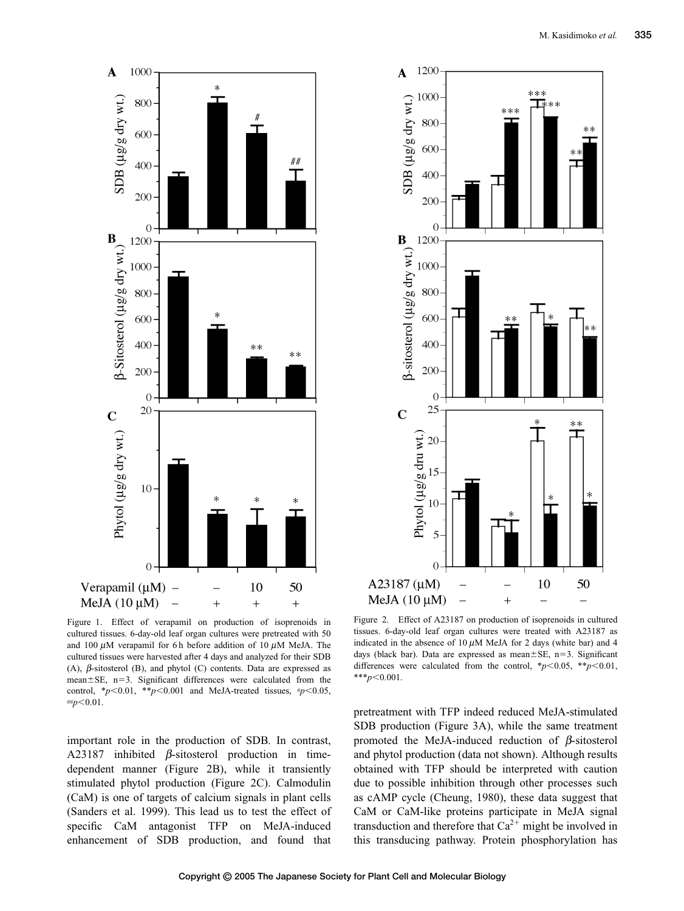Figure 1. Effect of verapamil on production of isoprenoids in cultured tissues. 6-day-old leaf organ cultures were pretreated with 50 and 100 $\mu$M verapamil for 6 h before addition of 10 $\mu$M MeJA. The cultured tissues were harvested after 4 days and analyzed for their SDB (A), $\beta$-sitosterol (B), and phytol (C) contents. Data are expressed as mean±SE, n=3. Significant differences were calculated from the control, *$p<0.01$, **$p<0.001$ and MeJA-treated tissues, #$p<0.05$, ##$p<0.01$.

Figure 2. Effect of A23187 on production of isoprenoids in cultured tissues. 6-day-old leaf organ cultures were treated with A23187 as indicated in the absence of 10 $\mu$M MeJA for 2 days (white bar) and 4 days (black bar). Data are expressed as mean±SE, n=3. Significant differences were calculated from the control, *$p<0.05$, **$p<0.01$, ***$p<0.001$.

important role in the production of SDB. In contrast, A23187 inhibited $\beta$-sitosterol production in time-dependent manner (Figure 2B), while it transiently stimulated phytol production (Figure 2C). Calmodulin (CaM) is one of targets of calcium signals in plant cells (Sanders et al. 1999). This lead us to test the effect of specific CaM antagonist TFP on MeJA-induced enhancement of SDB production, and found that pretreatment with TFP indeed reduced MeJA-stimulated SDB production (Figure 3A), while the same treatment promoted the MeJA-induced reduction of $\beta$-sitosterol and phytol production (data not shown). Although results obtained with TFP should be interpreted with caution due to possible inhibition through other processes such as cAMP cycle (Cheung, 1980), these data suggest that CaM or CaM-like proteins participate in MeJA signal transduction and therefore that $Ca^{2+}$ might be involved in this transducing pathway. Protein phosphorylation has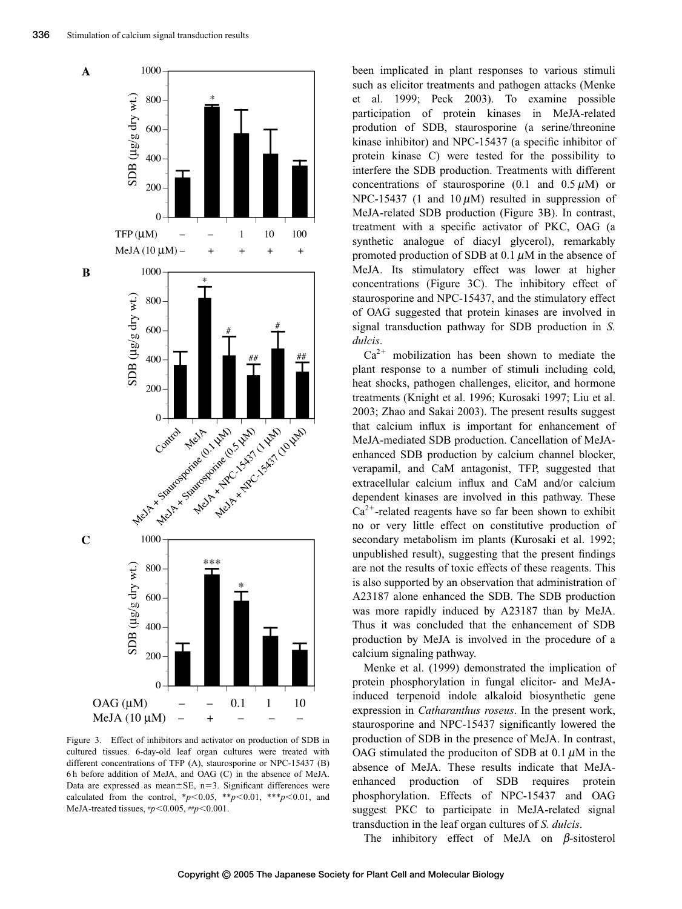been implicated in plant responses to various stimuli such as elicitor treatments and pathogen attacks (Menke et al. 1999; Peck 2003). To examine possible participation of protein kinases in MeJA-related prodution of SDB, staurosporine (a serine/threonine kinase inhibitor) and NPC-15437 (a specific inhibitor of protein kinase C) were tested for the possibility to interfere the SDB production. Treatments with different concentrations of staurosporine (0.1 and 0.5 $\mu$M) or NPC-15437 (1 and 10 $\mu$M) resulted in suppression of MeJA-related SDB production (Figure 3B). In contrast, treatment with a specific activator of PKC, OAG (a synthetic analogue of diacyl glycerol), remarkably promoted production of SDB at 0.1 $\mu$M in the absence of MeJA. Its stimulatory effect was lower at higher concentrations (Figure 3C). The inhibitory effect of staurosporine and NPC-15437, and the stimulatory effect of OAG suggested that protein kinases are involved in signal transduction pathway for SDB production in *S. dulcis*.

$Ca^{2+}$ mobilization has been shown to mediate the plant response to a number of stimuli including cold, heat shocks, pathogen challenges, elicitor, and hormone treatments (Knight et al. 1996; Kurosaki 1997; Liu et al. 2003; Zhao and Sakai 2003). The present results suggest that calcium influx is important for enhancement of MeJA-mediated SDB production. Cancellation of MeJA-enhanced SDB production by calcium channel blocker, verapamil, and CaM antagonist, TFP, suggested that extracellular calcium influx and CaM and/or calcium dependent kinases are involved in this pathway. These $Ca^{2+}$-related reagents have so far been shown to exhibit no or very little effect on constitutive production of secondary metabolism im plants (Kurosaki et al. 1992; unpublished result), suggesting that the present findings are not the results of toxic effects of these reagents. This is also supported by an observation that administration of A23187 alone enhanced the SDB. The SDB production was more rapidly induced by A23187 than by MeJA. Thus it was concluded that the enhancement of SDB production by MeJA is involved in the procedure of a calcium signaling pathway.

Menke et al. (1999) demonstrated the implication of protein phosphorylation in fungal elicitor- and MeJA-induced terpenoid indole alkaloid biosynthetic gene expression in *Catharanthus roseus*. In the present work, staurosporine and NPC-15437 significantly lowered the production of SDB in the presence of MeJA. In contrast, OAG stimulated the produciton of SDB at 0.1 $\mu$M in the absence of MeJA. These results indicate that MeJA-enhanced production of SDB requires protein phosphorylation. Effects of NPC-15437 and OAG suggest PKC to participate in MeJA-related signal transduction in the leaf organ cultures of *S. dulcis*.

Figure 3. Effect of inhibitors and activator on production of SDB in cultured tissues. 6-day-old leaf organ cultures were treated with different concentrations of TFP (A), staurosporine or NPC-15437 (B) 6 h before addition of MeJA, and OAG (C) in the absence of MeJA. Data are expressed as mean±SE, n=3. Significant differences were calculated from the control, *$p<0.05$, **$p<0.01$, ***$p<0.01$, and MeJA-treated tissues, #$p<0.005$, ##$p<0.001$.

The inhibitory effect of MeJA on $\beta$-sitosterol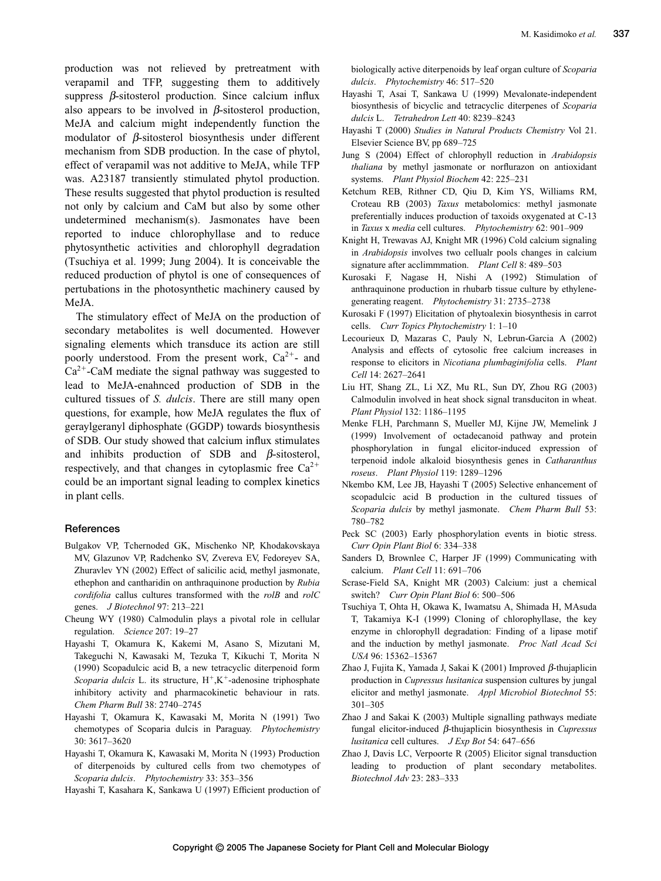production was not relieved by pretreatment with verapamil and TFP, suggesting them to additively suppress $\beta$-sitosterol production. Since calcium influx also appears to be involved in $\beta$-sitosterol production, MeJA and calcium might independently function the modulator of $\beta$-sitosterol biosynthesis under different mechanism from SDB production. In the case of phytol, effect of verapamil was not additive to MeJA, while TFP was. A23187 transiently stimulated phytol production. These results suggested that phytol production is resulted not only by calcium and CaM but also by some other undetermined mechanism(s). Jasmonates have been reported to induce chlorophyllase and to reduce phytosynthetic activities and chlorophyll degradation (Tsuchiya et al. 1999; Jung 2004). It is conceivable the reduced production of phytol is one of consequences of pertubations in the photosynthetic machinery caused by MeJA.

The stimulatory effect of MeJA on the production of secondary metabolites is well documented. However signaling elements which transduce its action are still poorly understood. From the present work, $Ca^{2+}$- and $Ca^{2+}$-CaM mediate the signal pathway was suggested to lead to MeJA-enahnced production of SDB in the cultured tissues of *S. dulcis*. There are still many open questions, for example, how MeJA regulates the flux of geraylgeranyl diphosphate (GGDP) towards biosynthesis of SDB. Our study showed that calcium influx stimulates and inhibits production of SDB and $\beta$-sitosterol, respectively, and that changes in cytoplasmic free $Ca^{2+}$ could be an important signal leading to complex kinetics in plant cells.

## References

Bulgakov VP, Tchernoded GK, Mischenko NP, Khodakovskaya MV, Glazunov VP, Radchenko SV, Zvereva EV, Fedoreyev SA, Zhuravlev YN (2002) Effect of salicilic acid, methyl jasmonate, ethephon and cantharidin on anthraquinone production by *Rubia cordifolia* callus cultures transformed with the *rolB* and *rolC* genes. *J Biotechnol* 97: 213–221

Cheung WY (1980) Calmodulin plays a pivotal role in cellular regulation. *Science* 207: 19–27

Hayashi T, Okamura K, Kakemi M, Asano S, Mizutani M, Takeguchi N, Kawasaki M, Tezuka T, Kikuchi T, Morita N (1990) Scopadulcic acid B, a new tetracyclic diterpenoid form *Scoparia dulcis* L. its structure, $H^+$,$K^+$-adenosine triphosphate inhibitory activity and pharmacokinetic behaviour in rats. *Chem Pharm Bull* 38: 2740–2745

Hayashi T, Okamura K, Kawasaki M, Morita N (1991) Two chemotypes of Scoparia dulcis in Paraguay. *Phytochemistry* 30: 3617–3620

Hayashi T, Okamura K, Kawasaki M, Morita N (1993) Production of diterpenoids by cultured cells from two chemotypes of *Scoparia dulcis*. *Phytochemistry* 33: 353–356

Hayashi T, Kasahara K, Sankawa U (1997) Efficient production of biologically active diterpenoids by leaf organ culture of *Scoparia dulcis*. *Phytochemistry* 46: 517–520

Hayashi T, Asai T, Sankawa U (1999) Mevalonate-independent biosynthesis of bicyclic and tetracyclic diterpenes of *Scoparia dulcis* L. *Tetrahedron Lett* 40: 8239–8243

Hayashi T (2000) *Studies in Natural Products Chemistry* Vol 21. Elsevier Science BV, pp 689–725

Jung S (2004) Effect of chlorophyll reduction in *Arabidopsis thaliana* by methyl jasmonate or norflurazon on antioxidant systems. *Plant Physiol Biochem* 42: 225–231

Ketchum REB, Rithner CD, Qiu D, Kim YS, Williams RM, Croteau RB (2003) *Taxus* metabolomics: methyl jasmonate preferentially induces production of taxoids oxygenated at C-13 in *Taxus* x *media* cell cultures. *Phytochemistry* 62: 901–909

Knight H, Trewavas AJ, Knight MR (1996) Cold calcium signaling in *Arabidopsis* involves two cellualr pools changes in calcium signature after acclimmmation. *Plant Cell* 8: 489–503

Kurosaki F, Nagase H, Nishi A (1992) Stimulation of anthraquinone production in rhubarb tissue culture by ethylene-generating reagent. *Phytochemistry* 31: 2735–2738

Kurosaki F (1997) Elicitation of phytoalexin biosynthesis in carrot cells. *Curr Topics Phytochemistry* 1: 1–10

Lecourieux D, Mazaras C, Pauly N, Lebrun-Garcia A (2002) Analysis and effects of cytosolic free calcium increases in response to elicitors in *Nicotiana plumbaginifolia* cells. *Plant Cell* 14: 2627–2641

Liu HT, Shang ZL, Li XZ, Mu RL, Sun DY, Zhou RG (2003) Calmodulin involved in heat shock signal transduciton in wheat. *Plant Physiol* 132: 1186–1195

Menke FLH, Parchmann S, Mueller MJ, Kijne JW, Memelink J (1999) Involvement of octadecanoid pathway and protein phosphorylation in fungal elicitor-induced expression of terpenoid indole alkaloid biosynthesis genes in *Catharanthus roseus*. *Plant Physiol* 119: 1289–1296

Nkembo KM, Lee JB, Hayashi T (2005) Selective enhancement of scopadulcic acid B production in the cultured tissues of *Scoparia dulcis* by methyl jasmonate. *Chem Pharm Bull* 53: 780–782

Peck SC (2003) Early phosphorylation events in biotic stress. *Curr Opin Plant Biol* 6: 334–338

Sanders D, Brownlee C, Harper JF (1999) Communicating with calcium. *Plant Cell* 11: 691–706

Scrase-Field SA, Knight MR (2003) Calcium: just a chemical switch? *Curr Opin Plant Biol* 6: 500–506

Tsuchiya T, Ohta H, Okawa K, Iwamatsu A, Shimada H, MAsuda T, Takamiya K-I (1999) Cloning of chlorophyllase, the key enzyme in chlorophyll degradation: Finding of a lipase motif and the induction by methyl jasmonate. *Proc Natl Acad Sci USA* 96: 15362–15367

Zhao J, Fujita K, Yamada J, Sakai K (2001) Improved $\beta$-thujaplicin production in *Cupressus lusitanica* suspension cultures by jungal elicitor and methyl jasmonate. *Appl Microbiol Biotechnol* 55: 301–305

Zhao J and Sakai K (2003) Multiple signalling pathways mediate fungal elicitor-induced $\beta$-thujaplicin biosynthesis in *Cupressus lusitanica* cell cultures. *J Exp Bot* 54: 647–656

Zhao J, Davis LC, Verpoorte R (2005) Elicitor signal transduction leading to production of plant secondary metabolites. *Biotechnol Adv* 23: 283–333